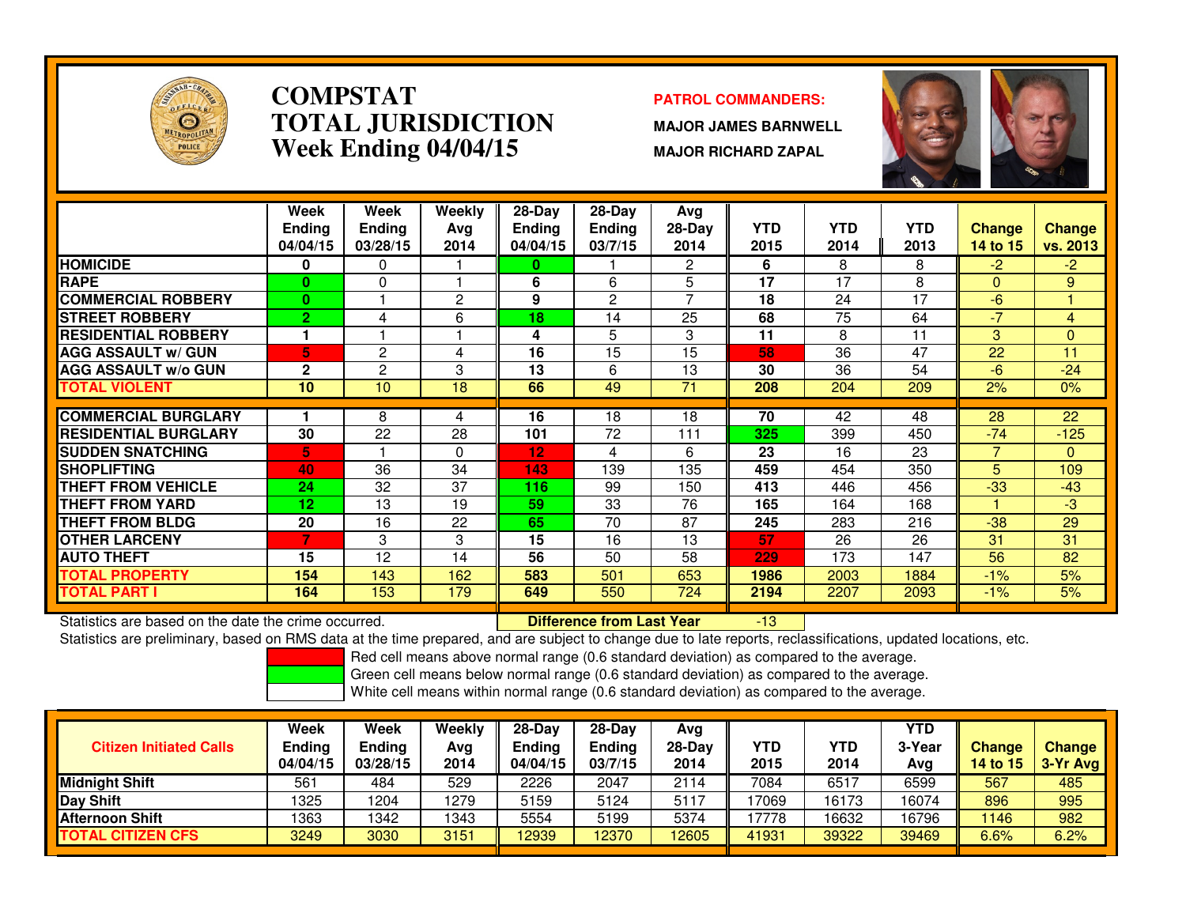# COMPSTAT
# TOTAL JURISDICTION
## Week Ending 04/04/15

**PATROL COMMANDERS:**

**MAJOR JAMES BARNWELL**

**MAJOR RICHARD ZAPAL**

| | Week Ending 04/04/15 | Week Ending 03/28/15 | Weekly Avg 2014 | 28-Day Ending 04/04/15 | 28-Day Ending 03/7/15 | Avg 28-Day 2014 | YTD 2015 | YTD 2014 | YTD 2013 | Change 14 to 15 | Change vs. 2013 |
|---|---|---|---|---|---|---|---|---|---|---|---|
| **HOMICIDE** | 0 | 0 | 1 | 0 | 1 | 2 | 6 | 8 | 8 | -2 | -2 |
| **RAPE** | 0 | 0 | 1 | 6 | 6 | 5 | 17 | 17 | 8 | 0 | 9 |
| **COMMERCIAL ROBBERY** | 0 | 1 | 2 | 9 | 2 | 7 | 18 | 24 | 17 | -6 | 1 |
| **STREET ROBBERY** | 2 | 4 | 6 | 18 | 14 | 25 | 68 | 75 | 64 | -7 | 4 |
| **RESIDENTIAL ROBBERY** | 1 | 1 | 1 | 4 | 5 | 3 | 11 | 8 | 11 | 3 | 0 |
| **AGG ASSAULT w/ GUN** | 5 | 2 | 4 | 16 | 15 | 15 | 58 | 36 | 47 | 22 | 11 |
| **AGG ASSAULT w/o GUN** | 2 | 2 | 3 | 13 | 6 | 13 | 30 | 36 | 54 | -6 | -24 |
| **TOTAL VIOLENT** | 10 | 10 | 18 | 66 | 49 | 71 | 208 | 204 | 209 | 2% | 0% |
| **COMMERCIAL BURGLARY** | 1 | 8 | 4 | 16 | 18 | 18 | 70 | 42 | 48 | 28 | 22 |
| **RESIDENTIAL BURGLARY** | 30 | 22 | 28 | 101 | 72 | 111 | 325 | 399 | 450 | -74 | -125 |
| **SUDDEN SNATCHING** | 5 | 1 | 0 | 12 | 4 | 6 | 23 | 16 | 23 | 7 | 0 |
| **SHOPLIFTING** | 40 | 36 | 34 | 143 | 139 | 135 | 459 | 454 | 350 | 5 | 109 |
| **THEFT FROM VEHICLE** | 24 | 32 | 37 | 116 | 99 | 150 | 413 | 446 | 456 | -33 | -43 |
| **THEFT FROM YARD** | 12 | 13 | 19 | 59 | 33 | 76 | 165 | 164 | 168 | 1 | -3 |
| **THEFT FROM BLDG** | 20 | 16 | 22 | 65 | 70 | 87 | 245 | 283 | 216 | -38 | 29 |
| **OTHER LARCENY** | 7 | 3 | 3 | 15 | 16 | 13 | 57 | 26 | 26 | 31 | 31 |
| **AUTO THEFT** | 15 | 12 | 14 | 56 | 50 | 58 | 229 | 173 | 147 | 56 | 82 |
| **TOTAL PROPERTY** | 154 | 143 | 162 | 583 | 501 | 653 | 1986 | 2003 | 1884 | -1% | 5% |
| **TOTAL PART I** | 164 | 153 | 179 | 649 | 550 | 724 | 2194 | 2207 | 2093 | -1% | 5% |

Statistics are based on the date the crime occurred. **Difference from Last Year** -13

Statistics are preliminary, based on RMS data at the time prepared, and are subject to change due to late reports, reclassifications, updated locations, etc.

Red cell means above normal range (0.6 standard deviation) as compared to the average.
Green cell means below normal range (0.6 standard deviation) as compared to the average.
White cell means within normal range (0.6 standard deviation) as compared to the average.

| Citizen Initiated Calls | Week Ending 04/04/15 | Week Ending 03/28/15 | Weekly Avg 2014 | 28-Day Ending 04/04/15 | 28-Day Ending 03/7/15 | Avg 28-Day 2014 | YTD 2015 | YTD 2014 | YTD 3-Year Avg | Change 14 to 15 | Change 3-Yr Avg |
|---|---|---|---|---|---|---|---|---|---|---|---|
| **Midnight Shift** | 561 | 484 | 529 | 2226 | 2047 | 2114 | 7084 | 6517 | 6599 | 567 | 485 |
| **Day Shift** | 1325 | 1204 | 1279 | 5159 | 5124 | 5117 | 17069 | 16173 | 16074 | 896 | 995 |
| **Afternoon Shift** | 1363 | 1342 | 1343 | 5554 | 5199 | 5374 | 17778 | 16632 | 16796 | 1146 | 982 |
| **TOTAL CITIZEN CFS** | 3249 | 3030 | 3151 | 12939 | 12370 | 12605 | 41931 | 39322 | 39469 | 6.6% | 6.2% |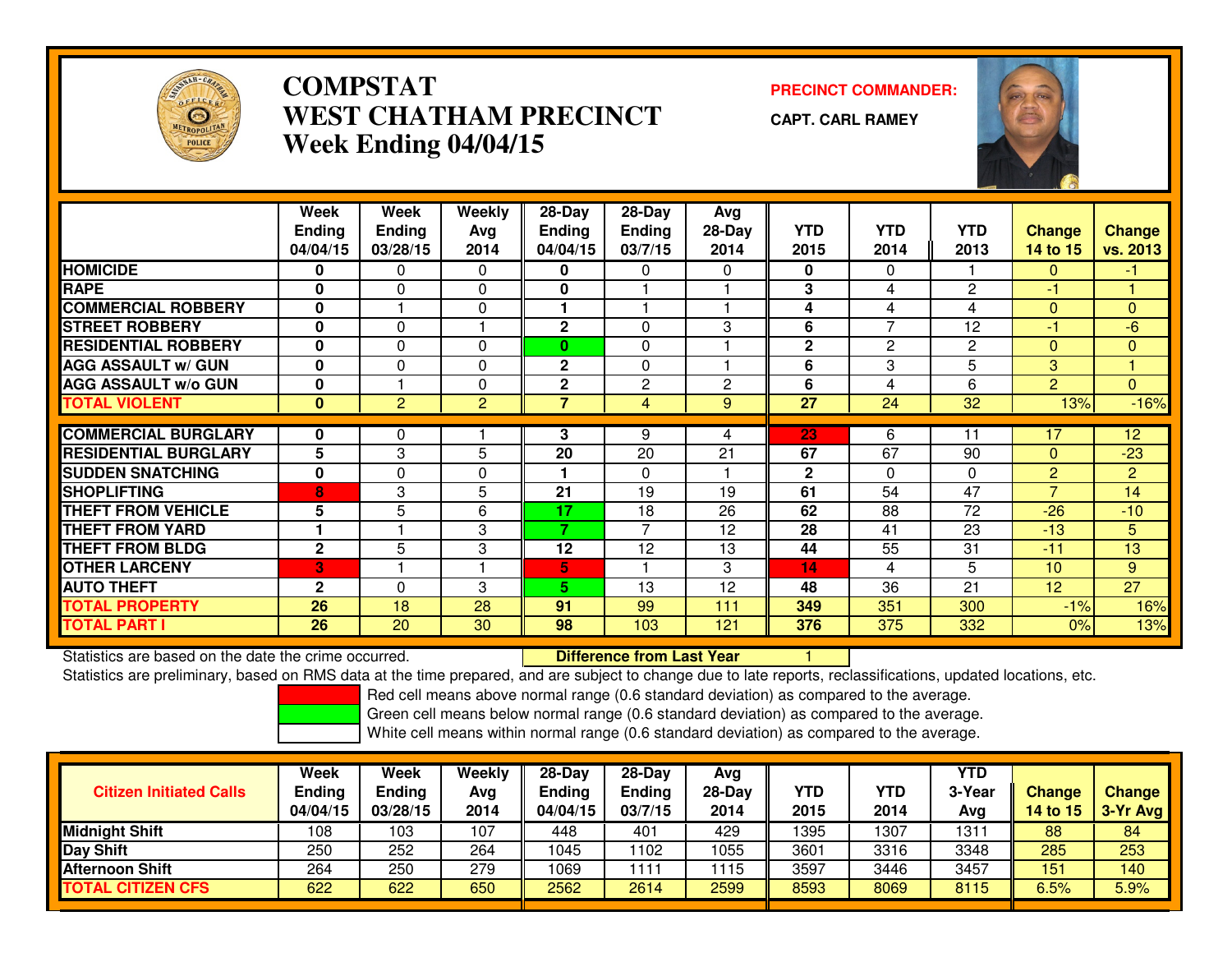# COMPSTAT
# WEST CHATHAM PRECINCT
## Week Ending 04/04/15

**PRECINCT COMMANDER:**

**CAPT. CARL RAMEY**

| | Week Ending 04/04/15 | Week Ending 03/28/15 | Weekly Avg 2014 | 28-Day Ending 04/04/15 | 28-Day Ending 03/7/15 | Avg 28-Day 2014 | YTD 2015 | YTD 2014 | YTD 2013 | Change 14 to 15 | Change vs. 2013 |
|---|---|---|---|---|---|---|---|---|---|---|---|
| **HOMICIDE** | **0** | 0 | 0 | **0** | 0 | 0 | **0** | 0 | 1 | 0 | -1 |
| **RAPE** | **0** | 0 | 0 | **0** | 1 | 1 | **3** | 4 | 2 | -1 | 1 |
| **COMMERCIAL ROBBERY** | **0** | 1 | 0 | **1** | 1 | 1 | **4** | 4 | 4 | 0 | 0 |
| **STREET ROBBERY** | **0** | 0 | 1 | **2** | 0 | 3 | **6** | 7 | 12 | -1 | -6 |
| **RESIDENTIAL ROBBERY** | **0** | 0 | 0 | **0** | 0 | 1 | **2** | 2 | 2 | 0 | 0 |
| **AGG ASSAULT w/ GUN** | **0** | 0 | 0 | **2** | 0 | 1 | **6** | 3 | 5 | 3 | 1 |
| **AGG ASSAULT w/o GUN** | **0** | 1 | 0 | **2** | 2 | 2 | **6** | 4 | 6 | 2 | 0 |
| **TOTAL VIOLENT** | **0** | 2 | 2 | **7** | 4 | 9 | **27** | 24 | 32 | 13% | -16% |
| **COMMERCIAL BURGLARY** | **0** | 0 | 1 | **3** | 9 | 4 | **23** | 6 | 11 | 17 | 12 |
| **RESIDENTIAL BURGLARY** | **5** | 3 | 5 | **20** | 20 | 21 | **67** | 67 | 90 | 0 | -23 |
| **SUDDEN SNATCHING** | **0** | 0 | 0 | **1** | 0 | 1 | **2** | 0 | 0 | 2 | 2 |
| **SHOPLIFTING** | **8** | 3 | 5 | **21** | 19 | 19 | **61** | 54 | 47 | 7 | 14 |
| **THEFT FROM VEHICLE** | **5** | 5 | 6 | **17** | 18 | 26 | **62** | 88 | 72 | -26 | -10 |
| **THEFT FROM YARD** | **1** | 1 | 3 | **7** | 7 | 12 | **28** | 41 | 23 | -13 | 5 |
| **THEFT FROM BLDG** | **2** | 5 | 3 | **12** | 12 | 13 | **44** | 55 | 31 | -11 | 13 |
| **OTHER LARCENY** | **3** | 1 | 1 | **5** | 1 | 3 | **14** | 4 | 5 | 10 | 9 |
| **AUTO THEFT** | **2** | 0 | 3 | **5** | 13 | 12 | **48** | 36 | 21 | 12 | 27 |
| **TOTAL PROPERTY** | **26** | 18 | 28 | **91** | 99 | 111 | **349** | 351 | 300 | -1% | 16% |
| **TOTAL PART I** | **26** | 20 | 30 | **98** | 103 | 121 | **376** | 375 | 332 | 0% | 13% |

Statistics are based on the date the crime occurred. **Difference from Last Year** 1

Statistics are preliminary, based on RMS data at the time prepared, and are subject to change due to late reports, reclassifications, updated locations, etc.

Red cell means above normal range (0.6 standard deviation) as compared to the average.
Green cell means below normal range (0.6 standard deviation) as compared to the average.
White cell means within normal range (0.6 standard deviation) as compared to the average.

| Citizen Initiated Calls | Week Ending 04/04/15 | Week Ending 03/28/15 | Weekly Avg 2014 | 28-Day Ending 04/04/15 | 28-Day Ending 03/7/15 | Avg 28-Day 2014 | YTD 2015 | YTD 2014 | YTD 3-Year Avg | Change 14 to 15 | Change 3-Yr Avg |
|---|---|---|---|---|---|---|---|---|---|---|---|
| **Midnight Shift** | 108 | 103 | 107 | 448 | 401 | 429 | 1395 | 1307 | 1311 | 88 | 84 |
| **Day Shift** | 250 | 252 | 264 | 1045 | 1102 | 1055 | 3601 | 3316 | 3348 | 285 | 253 |
| **Afternoon Shift** | 264 | 250 | 279 | 1069 | 1111 | 1115 | 3597 | 3446 | 3457 | 151 | 140 |
| **TOTAL CITIZEN CFS** | 622 | 622 | 650 | 2562 | 2614 | 2599 | 8593 | 8069 | 8115 | 6.5% | 5.9% |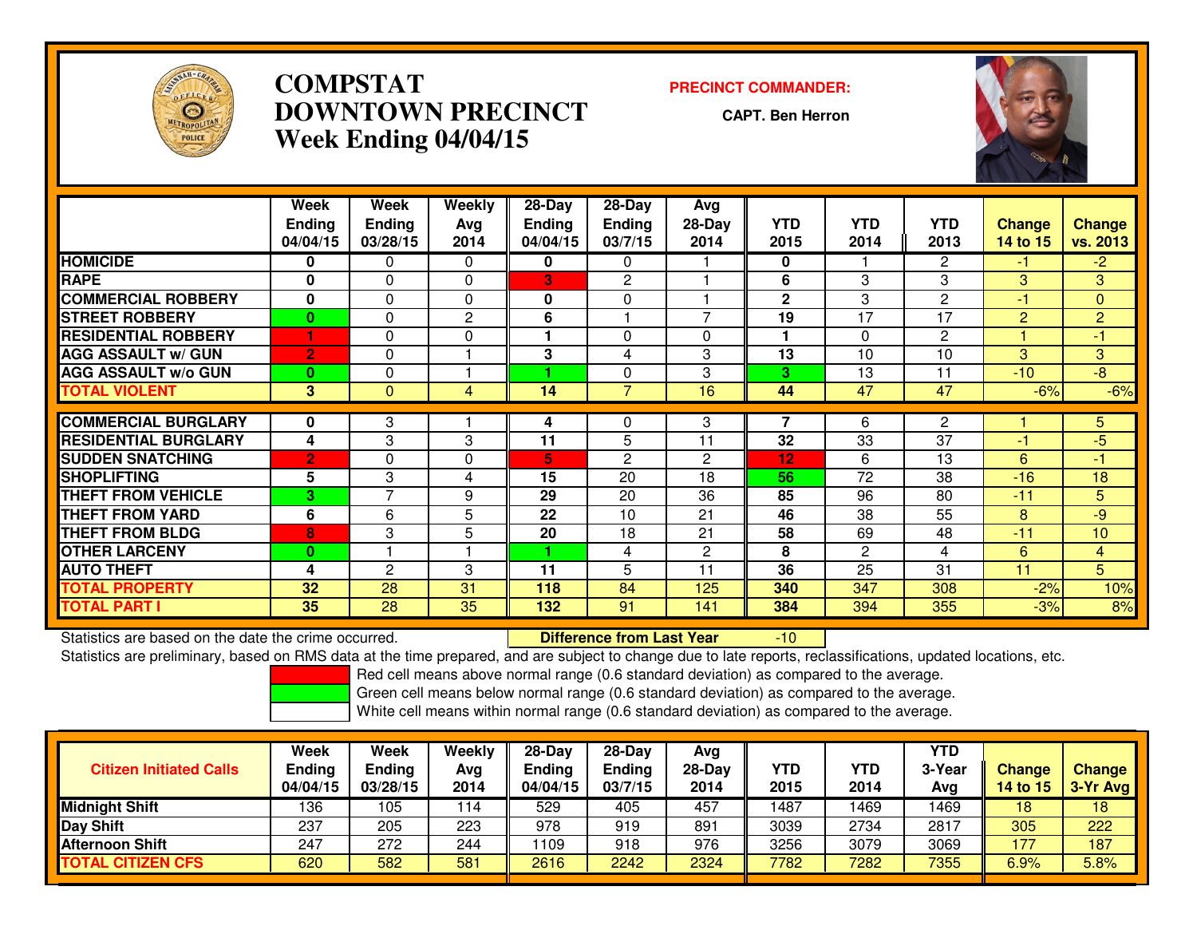# COMPSTAT
# DOWNTOWN PRECINCT
# Week Ending 04/04/15

**PRECINCT COMMANDER:**

**CAPT. Ben Herron**

| | Week Ending 04/04/15 | Week Ending 03/28/15 | Weekly Avg 2014 | 28-Day Ending 04/04/15 | 28-Day Ending 03/7/15 | Avg 28-Day 2014 | YTD 2015 | YTD 2014 | YTD 2013 | Change 14 to 15 | Change vs. 2013 |
|---|---|---|---|---|---|---|---|---|---|---|---|
| HOMICIDE | 0 | 0 | 0 | 0 | 0 | 1 | 0 | 1 | 2 | -1 | -2 |
| RAPE | 0 | 0 | 0 | 3 | 2 | 1 | 6 | 3 | 3 | 3 | 3 |
| COMMERCIAL ROBBERY | 0 | 0 | 0 | 0 | 0 | 1 | 2 | 3 | 2 | -1 | 0 |
| STREET ROBBERY | 0 | 0 | 2 | 6 | 1 | 7 | 19 | 17 | 17 | 2 | 2 |
| RESIDENTIAL ROBBERY | 1 | 0 | 0 | 1 | 0 | 0 | 1 | 0 | 2 | 1 | -1 |
| AGG ASSAULT w/ GUN | 2 | 0 | 1 | 3 | 4 | 3 | 13 | 10 | 10 | 3 | 3 |
| AGG ASSAULT w/o GUN | 0 | 0 | 1 | 1 | 0 | 3 | 3 | 13 | 11 | -10 | -8 |
| TOTAL VIOLENT | 3 | 0 | 4 | 14 | 7 | 16 | 44 | 47 | 47 | -6% | -6% |
| COMMERCIAL BURGLARY | 0 | 3 | 1 | 4 | 0 | 3 | 7 | 6 | 2 | 1 | 5 |
| RESIDENTIAL BURGLARY | 4 | 3 | 3 | 11 | 5 | 11 | 32 | 33 | 37 | -1 | -5 |
| SUDDEN SNATCHING | 2 | 0 | 0 | 5 | 2 | 2 | 12 | 6 | 13 | 6 | -1 |
| SHOPLIFTING | 5 | 3 | 4 | 15 | 20 | 18 | 56 | 72 | 38 | -16 | 18 |
| THEFT FROM VEHICLE | 3 | 7 | 9 | 29 | 20 | 36 | 85 | 96 | 80 | -11 | 5 |
| THEFT FROM YARD | 6 | 6 | 5 | 22 | 10 | 21 | 46 | 38 | 55 | 8 | -9 |
| THEFT FROM BLDG | 8 | 3 | 5 | 20 | 18 | 21 | 58 | 69 | 48 | -11 | 10 |
| OTHER LARCENY | 0 | 1 | 1 | 1 | 4 | 2 | 8 | 2 | 4 | 6 | 4 |
| AUTO THEFT | 4 | 2 | 3 | 11 | 5 | 11 | 36 | 25 | 31 | 11 | 5 |
| TOTAL PROPERTY | 32 | 28 | 31 | 118 | 84 | 125 | 340 | 347 | 308 | -2% | 10% |
| TOTAL PART I | 35 | 28 | 35 | 132 | 91 | 141 | 384 | 394 | 355 | -3% | 8% |

Statistics are based on the date the crime occurred. **Difference from Last Year** -10

Statistics are preliminary, based on RMS data at the time prepared, and are subject to change due to late reports, reclassifications, updated locations, etc.

Red cell means above normal range (0.6 standard deviation) as compared to the average.
Green cell means below normal range (0.6 standard deviation) as compared to the average.
White cell means within normal range (0.6 standard deviation) as compared to the average.

| Citizen Initiated Calls | Week Ending 04/04/15 | Week Ending 03/28/15 | Weekly Avg 2014 | 28-Day Ending 04/04/15 | 28-Day Ending 03/7/15 | Avg 28-Day 2014 | YTD 2015 | YTD 2014 | YTD 3-Year Avg | Change 14 to 15 | Change 3-Yr Avg |
|---|---|---|---|---|---|---|---|---|---|---|---|
| Midnight Shift | 136 | 105 | 114 | 529 | 405 | 457 | 1487 | 1469 | 1469 | 18 | 18 |
| Day Shift | 237 | 205 | 223 | 978 | 919 | 891 | 3039 | 2734 | 2817 | 305 | 222 |
| Afternoon Shift | 247 | 272 | 244 | 1109 | 918 | 976 | 3256 | 3079 | 3069 | 177 | 187 |
| TOTAL CITIZEN CFS | 620 | 582 | 581 | 2616 | 2242 | 2324 | 7782 | 7282 | 7355 | 6.9% | 5.8% |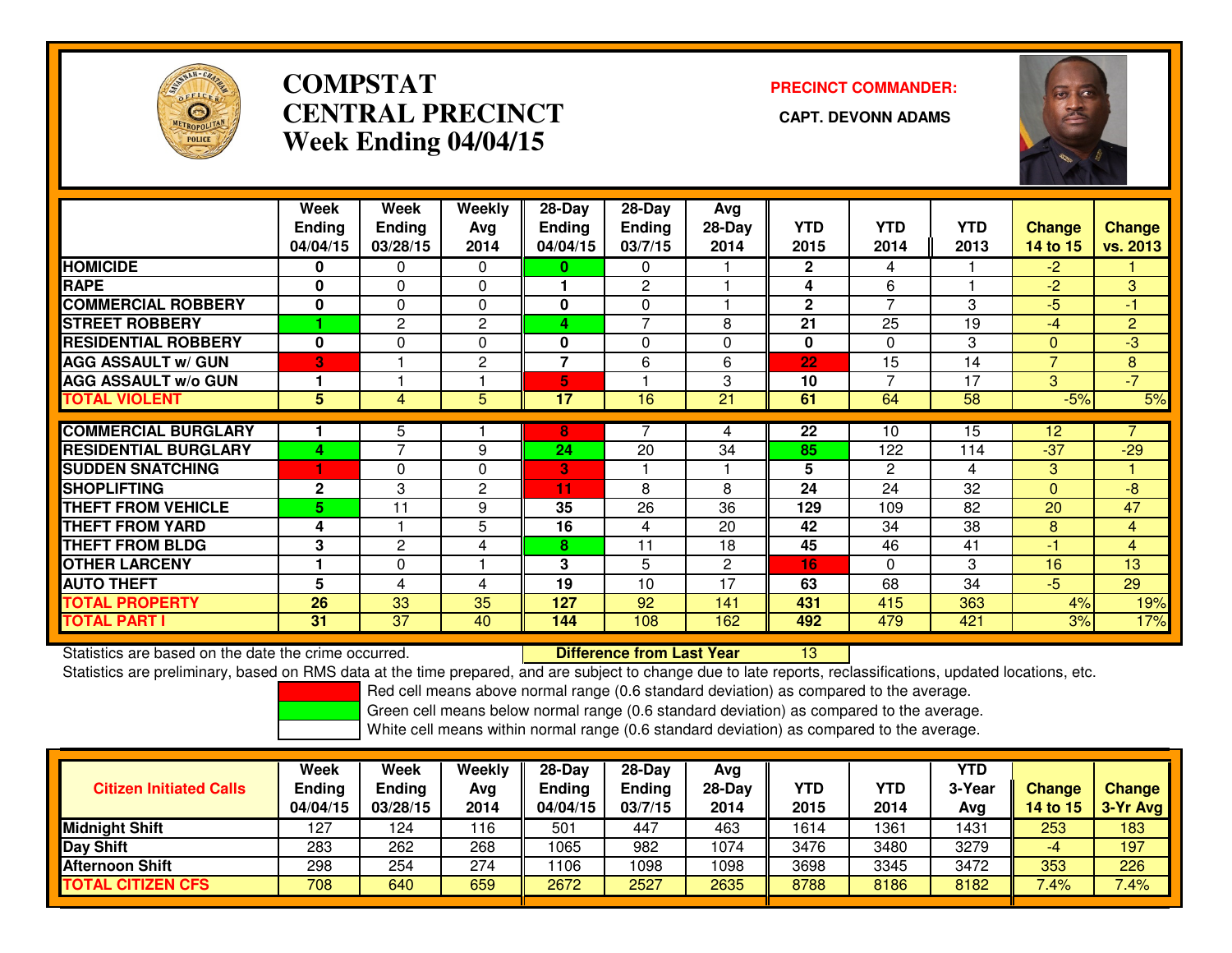# COMPSTAT
# CENTRAL PRECINCT
## Week Ending 04/04/15

**PRECINCT COMMANDER:**

**CAPT. DEVONN ADAMS**

| | Week Ending 04/04/15 | Week Ending 03/28/15 | Weekly Avg 2014 | 28-Day Ending 04/04/15 | 28-Day Ending 03/7/15 | Avg 28-Day 2014 | YTD 2015 | YTD 2014 | YTD 2013 | Change 14 to 15 | Change vs. 2013 |
|---|---|---|---|---|---|---|---|---|---|---|---|
| HOMICIDE | 0 | 0 | 0 | 0 | 0 | 1 | 2 | 4 | 1 | -2 | 1 |
| RAPE | 0 | 0 | 0 | 1 | 2 | 1 | 4 | 6 | 1 | -2 | 3 |
| COMMERCIAL ROBBERY | 0 | 0 | 0 | 0 | 0 | 1 | 2 | 7 | 3 | -5 | -1 |
| STREET ROBBERY | 1 | 2 | 2 | 4 | 7 | 8 | 21 | 25 | 19 | -4 | 2 |
| RESIDENTIAL ROBBERY | 0 | 0 | 0 | 0 | 0 | 0 | 0 | 0 | 3 | 0 | -3 |
| AGG ASSAULT w/ GUN | 3 | 1 | 2 | 7 | 6 | 6 | 22 | 15 | 14 | 7 | 8 |
| AGG ASSAULT w/o GUN | 1 | 1 | 1 | 5 | 1 | 3 | 10 | 7 | 17 | 3 | -7 |
| TOTAL VIOLENT | 5 | 4 | 5 | 17 | 16 | 21 | 61 | 64 | 58 | -5% | 5% |
| COMMERCIAL BURGLARY | 1 | 5 | 1 | 8 | 7 | 4 | 22 | 10 | 15 | 12 | 7 |
| RESIDENTIAL BURGLARY | 4 | 7 | 9 | 24 | 20 | 34 | 85 | 122 | 114 | -37 | -29 |
| SUDDEN SNATCHING | 1 | 0 | 0 | 3 | 1 | 1 | 5 | 2 | 4 | 3 | 1 |
| SHOPLIFTING | 2 | 3 | 2 | 11 | 8 | 8 | 24 | 24 | 32 | 0 | -8 |
| THEFT FROM VEHICLE | 5 | 11 | 9 | 35 | 26 | 36 | 129 | 109 | 82 | 20 | 47 |
| THEFT FROM YARD | 4 | 1 | 5 | 16 | 4 | 20 | 42 | 34 | 38 | 8 | 4 |
| THEFT FROM BLDG | 3 | 2 | 4 | 8 | 11 | 18 | 45 | 46 | 41 | -1 | 4 |
| OTHER LARCENY | 1 | 0 | 1 | 3 | 5 | 2 | 16 | 0 | 3 | 16 | 13 |
| AUTO THEFT | 5 | 4 | 4 | 19 | 10 | 17 | 63 | 68 | 34 | -5 | 29 |
| TOTAL PROPERTY | 26 | 33 | 35 | 127 | 92 | 141 | 431 | 415 | 363 | 4% | 19% |
| TOTAL PART I | 31 | 37 | 40 | 144 | 108 | 162 | 492 | 479 | 421 | 3% | 17% |

Statistics are based on the date the crime occurred. **Difference from Last Year** 13

Statistics are preliminary, based on RMS data at the time prepared, and are subject to change due to late reports, reclassifications, updated locations, etc.

Red cell means above normal range (0.6 standard deviation) as compared to the average.

Green cell means below normal range (0.6 standard deviation) as compared to the average.

White cell means within normal range (0.6 standard deviation) as compared to the average.

| Citizen Initiated Calls | Week Ending 04/04/15 | Week Ending 03/28/15 | Weekly Avg 2014 | 28-Day Ending 04/04/15 | 28-Day Ending 03/7/15 | Avg 28-Day 2014 | YTD 2015 | YTD 2014 | YTD 3-Year Avg | Change 14 to 15 | Change 3-Yr Avg |
|---|---|---|---|---|---|---|---|---|---|---|---|
| Midnight Shift | 127 | 124 | 116 | 501 | 447 | 463 | 1614 | 1361 | 1431 | 253 | 183 |
| Day Shift | 283 | 262 | 268 | 1065 | 982 | 1074 | 3476 | 3480 | 3279 | -4 | 197 |
| Afternoon Shift | 298 | 254 | 274 | 1106 | 1098 | 1098 | 3698 | 3345 | 3472 | 353 | 226 |
| TOTAL CITIZEN CFS | 708 | 640 | 659 | 2672 | 2527 | 2635 | 8788 | 8186 | 8182 | 7.4% | 7.4% |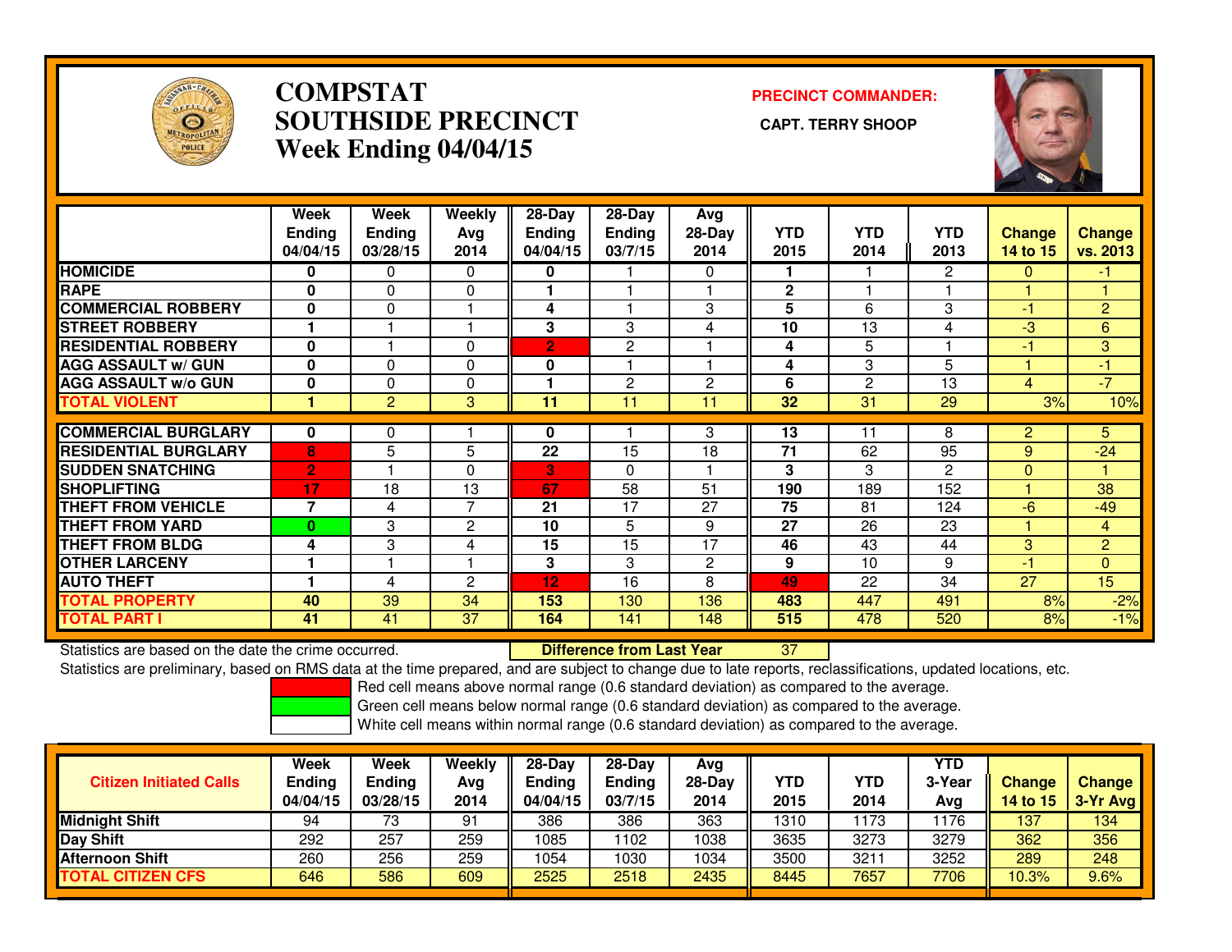# COMPSTAT
# SOUTHSIDE PRECINCT
# Week Ending 04/04/15

**PRECINCT COMMANDER:**

**CAPT. TERRY SHOOP**

| | Week Ending 04/04/15 | Week Ending 03/28/15 | Weekly Avg 2014 | 28-Day Ending 04/04/15 | 28-Day Ending 03/7/15 | Avg 28-Day 2014 | YTD 2015 | YTD 2014 | YTD 2013 | Change 14 to 15 | Change vs. 2013 |
|---|---|---|---|---|---|---|---|---|---|---|---|
| HOMICIDE | 0 | 0 | 0 | 0 | 1 | 0 | 1 | 1 | 2 | 0 | -1 |
| RAPE | 0 | 0 | 0 | 1 | 1 | 1 | 2 | 1 | 1 | 1 | 1 |
| COMMERCIAL ROBBERY | 0 | 0 | 1 | 4 | 1 | 3 | 5 | 6 | 3 | -1 | 2 |
| STREET ROBBERY | 1 | 1 | 1 | 3 | 3 | 4 | 10 | 13 | 4 | -3 | 6 |
| RESIDENTIAL ROBBERY | 0 | 1 | 0 | 2 | 2 | 1 | 4 | 5 | 1 | -1 | 3 |
| AGG ASSAULT w/ GUN | 0 | 0 | 0 | 0 | 1 | 1 | 4 | 3 | 5 | 1 | -1 |
| AGG ASSAULT w/o GUN | 0 | 0 | 0 | 1 | 2 | 2 | 6 | 2 | 13 | 4 | -7 |
| TOTAL VIOLENT | 1 | 2 | 3 | 11 | 11 | 11 | 32 | 31 | 29 | 3% | 10% |
| COMMERCIAL BURGLARY | 0 | 0 | 1 | 0 | 1 | 3 | 13 | 11 | 8 | 2 | 5 |
| RESIDENTIAL BURGLARY | 8 | 5 | 5 | 22 | 15 | 18 | 71 | 62 | 95 | 9 | -24 |
| SUDDEN SNATCHING | 2 | 1 | 0 | 3 | 0 | 1 | 3 | 3 | 2 | 0 | 1 |
| SHOPLIFTING | 17 | 18 | 13 | 67 | 58 | 51 | 190 | 189 | 152 | 1 | 38 |
| THEFT FROM VEHICLE | 7 | 4 | 7 | 21 | 17 | 27 | 75 | 81 | 124 | -6 | -49 |
| THEFT FROM YARD | 0 | 3 | 2 | 10 | 5 | 9 | 27 | 26 | 23 | 1 | 4 |
| THEFT FROM BLDG | 4 | 3 | 4 | 15 | 15 | 17 | 46 | 43 | 44 | 3 | 2 |
| OTHER LARCENY | 1 | 1 | 1 | 3 | 3 | 2 | 9 | 10 | 9 | -1 | 0 |
| AUTO THEFT | 1 | 4 | 2 | 12 | 16 | 8 | 49 | 22 | 34 | 27 | 15 |
| TOTAL PROPERTY | 40 | 39 | 34 | 153 | 130 | 136 | 483 | 447 | 491 | 8% | -2% |
| TOTAL PART I | 41 | 41 | 37 | 164 | 141 | 148 | 515 | 478 | 520 | 8% | -1% |

Statistics are based on the date the crime occurred. **Difference from Last Year** 37

Statistics are preliminary, based on RMS data at the time prepared, and are subject to change due to late reports, reclassifications, updated locations, etc.

Red cell means above normal range (0.6 standard deviation) as compared to the average.
Green cell means below normal range (0.6 standard deviation) as compared to the average.
White cell means within normal range (0.6 standard deviation) as compared to the average.

| Citizen Initiated Calls | Week Ending 04/04/15 | Week Ending 03/28/15 | Weekly Avg 2014 | 28-Day Ending 04/04/15 | 28-Day Ending 03/7/15 | Avg 28-Day 2014 | YTD 2015 | YTD 2014 | YTD 3-Year Avg | Change 14 to 15 | Change 3-Yr Avg |
|---|---|---|---|---|---|---|---|---|---|---|---|
| Midnight Shift | 94 | 73 | 91 | 386 | 386 | 363 | 1310 | 1173 | 1176 | 137 | 134 |
| Day Shift | 292 | 257 | 259 | 1085 | 1102 | 1038 | 3635 | 3273 | 3279 | 362 | 356 |
| Afternoon Shift | 260 | 256 | 259 | 1054 | 1030 | 1034 | 3500 | 3211 | 3252 | 289 | 248 |
| TOTAL CITIZEN CFS | 646 | 586 | 609 | 2525 | 2518 | 2435 | 8445 | 7657 | 7706 | 10.3% | 9.6% |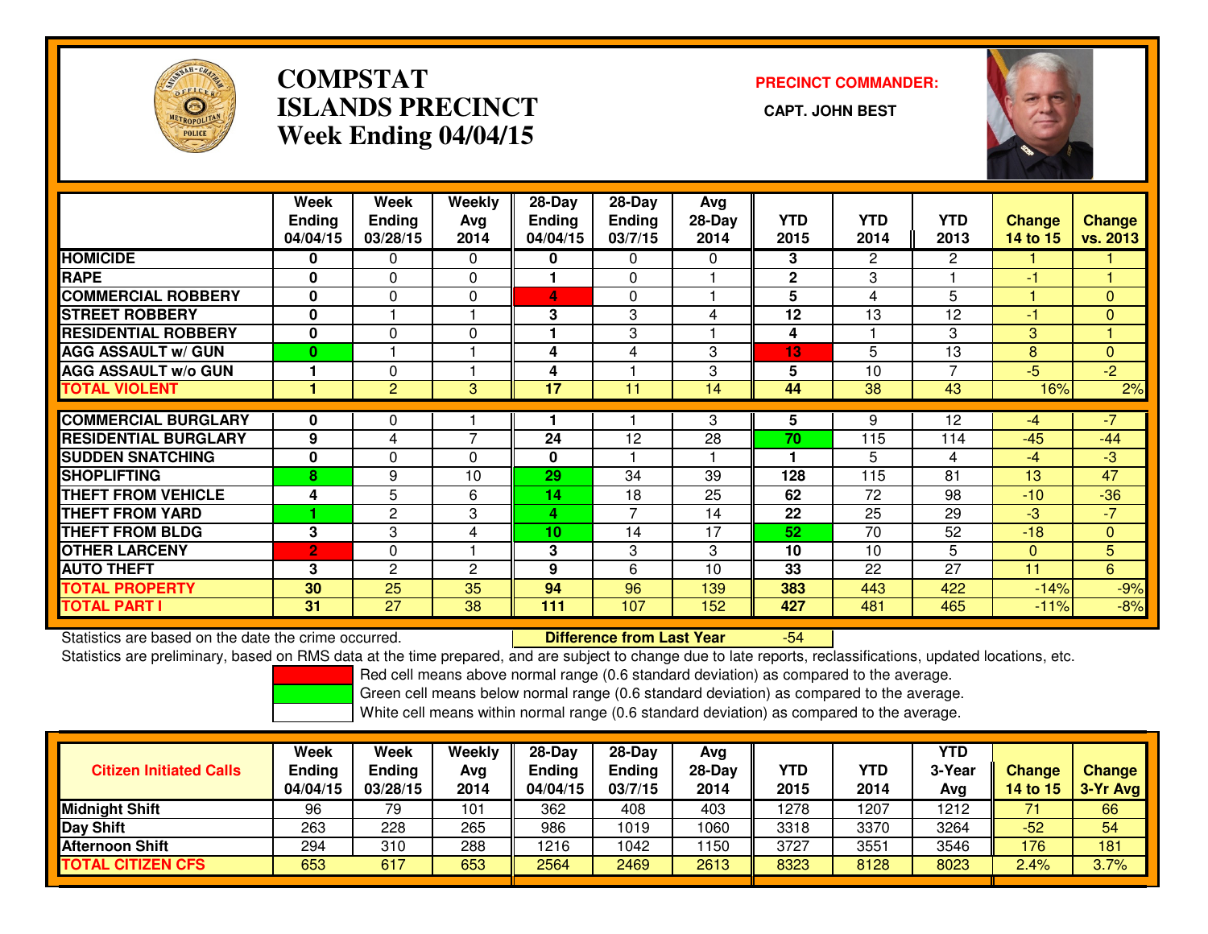# COMPSTAT
# ISLANDS PRECINCT
# Week Ending 04/04/15

**PRECINCT COMMANDER:**

**CAPT. JOHN BEST**

| | Week Ending 04/04/15 | Week Ending 03/28/15 | Weekly Avg 2014 | 28-Day Ending 04/04/15 | 28-Day Ending 03/7/15 | Avg 28-Day 2014 | YTD 2015 | YTD 2014 | YTD 2013 | Change 14 to 15 | Change vs. 2013 |
|---|---|---|---|---|---|---|---|---|---|---|---|
| HOMICIDE | 0 | 0 | 0 | 0 | 0 | 0 | 3 | 2 | 2 | 1 | 1 |
| RAPE | 0 | 0 | 0 | 1 | 0 | 1 | 2 | 3 | 1 | -1 | 1 |
| COMMERCIAL ROBBERY | 0 | 0 | 0 | 4 | 0 | 1 | 5 | 4 | 5 | 1 | 0 |
| STREET ROBBERY | 0 | 1 | 1 | 3 | 3 | 4 | 12 | 13 | 12 | -1 | 0 |
| RESIDENTIAL ROBBERY | 0 | 0 | 0 | 1 | 3 | 1 | 4 | 1 | 3 | 3 | 1 |
| AGG ASSAULT w/ GUN | 0 | 1 | 1 | 4 | 4 | 3 | 13 | 5 | 13 | 8 | 0 |
| AGG ASSAULT w/o GUN | 1 | 0 | 1 | 4 | 1 | 3 | 5 | 10 | 7 | -5 | -2 |
| TOTAL VIOLENT | 1 | 2 | 3 | 17 | 11 | 14 | 44 | 38 | 43 | 16% | 2% |
| COMMERCIAL BURGLARY | 0 | 0 | 1 | 1 | 1 | 3 | 5 | 9 | 12 | -4 | -7 |
| RESIDENTIAL BURGLARY | 9 | 4 | 7 | 24 | 12 | 28 | 70 | 115 | 114 | -45 | -44 |
| SUDDEN SNATCHING | 0 | 0 | 0 | 0 | 1 | 1 | 1 | 5 | 4 | -4 | -3 |
| SHOPLIFTING | 8 | 9 | 10 | 29 | 34 | 39 | 128 | 115 | 81 | 13 | 47 |
| THEFT FROM VEHICLE | 4 | 5 | 6 | 14 | 18 | 25 | 62 | 72 | 98 | -10 | -36 |
| THEFT FROM YARD | 1 | 2 | 3 | 4 | 7 | 14 | 22 | 25 | 29 | -3 | -7 |
| THEFT FROM BLDG | 3 | 3 | 4 | 10 | 14 | 17 | 52 | 70 | 52 | -18 | 0 |
| OTHER LARCENY | 2 | 0 | 1 | 3 | 3 | 3 | 10 | 10 | 5 | 0 | 5 |
| AUTO THEFT | 3 | 2 | 2 | 9 | 6 | 10 | 33 | 22 | 27 | 11 | 6 |
| TOTAL PROPERTY | 30 | 25 | 35 | 94 | 96 | 139 | 383 | 443 | 422 | -14% | -9% |
| TOTAL PART I | 31 | 27 | 38 | 111 | 107 | 152 | 427 | 481 | 465 | -11% | -8% |

Statistics are based on the date the crime occurred. **Difference from Last Year** -54

Statistics are preliminary, based on RMS data at the time prepared, and are subject to change due to late reports, reclassifications, updated locations, etc.

Red cell means above normal range (0.6 standard deviation) as compared to the average.

Green cell means below normal range (0.6 standard deviation) as compared to the average.

White cell means within normal range (0.6 standard deviation) as compared to the average.

| Citizen Initiated Calls | Week Ending 04/04/15 | Week Ending 03/28/15 | Weekly Avg 2014 | 28-Day Ending 04/04/15 | 28-Day Ending 03/7/15 | Avg 28-Day 2014 | YTD 2015 | YTD 2014 | YTD 3-Year Avg | Change 14 to 15 | Change 3-Yr Avg |
|---|---|---|---|---|---|---|---|---|---|---|---|
| Midnight Shift | 96 | 79 | 101 | 362 | 408 | 403 | 1278 | 1207 | 1212 | 71 | 66 |
| Day Shift | 263 | 228 | 265 | 986 | 1019 | 1060 | 3318 | 3370 | 3264 | -52 | 54 |
| Afternoon Shift | 294 | 310 | 288 | 1216 | 1042 | 1150 | 3727 | 3551 | 3546 | 176 | 181 |
| TOTAL CITIZEN CFS | 653 | 617 | 653 | 2564 | 2469 | 2613 | 8323 | 8128 | 8023 | 2.4% | 3.7% |